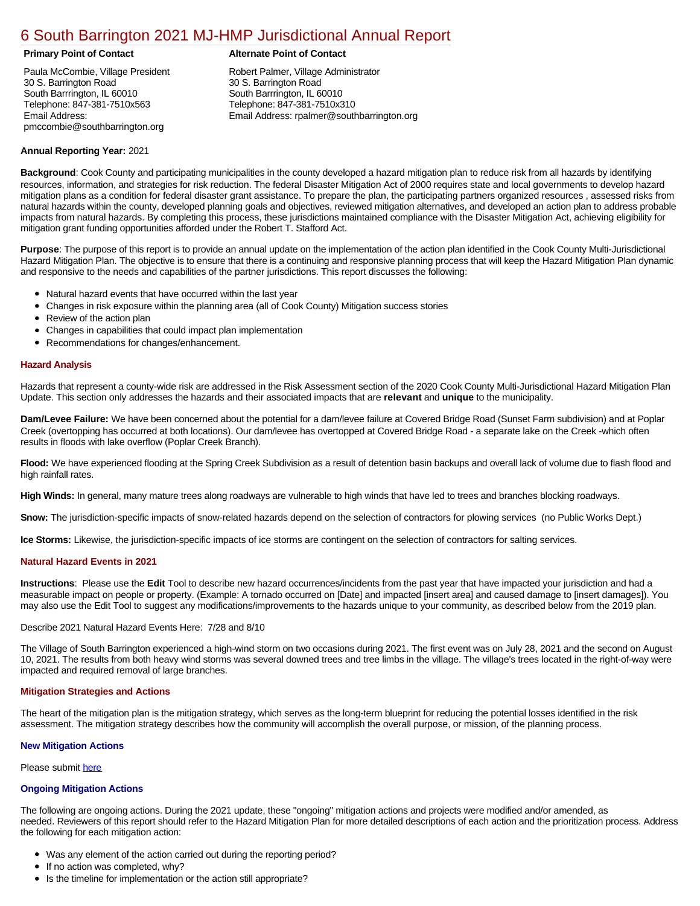# 6 South Barrington 2021 MJ-HMP Jurisdictional Annual Report

**Primary Point of Contact**

Paula McCombie, Village President
30 S. Barrington Road
South Barrrington, IL 60010
Telephone: 847-381-7510x563
Email Address:
pmccombie@southbarrington.org

**Alternate Point of Contact**

Robert Palmer, Village Administrator
30 S. Barrington Road
South Barrrington, IL 60010
Telephone: 847-381-7510x310
Email Address: rpalmer@southbarrington.org

**Annual Reporting Year:** 2021

**Background**: Cook County and participating municipalities in the county developed a hazard mitigation plan to reduce risk from all hazards by identifying resources, information, and strategies for risk reduction. The federal Disaster Mitigation Act of 2000 requires state and local governments to develop hazard mitigation plans as a condition for federal disaster grant assistance. To prepare the plan, the participating partners organized resources , assessed risks from natural hazards within the county, developed planning goals and objectives, reviewed mitigation alternatives, and developed an action plan to address probable impacts from natural hazards. By completing this process, these jurisdictions maintained compliance with the Disaster Mitigation Act, achieving eligibility for mitigation grant funding opportunities afforded under the Robert T. Stafford Act.

**Purpose**: The purpose of this report is to provide an annual update on the implementation of the action plan identified in the Cook County Multi-Jurisdictional Hazard Mitigation Plan. The objective is to ensure that there is a continuing and responsive planning process that will keep the Hazard Mitigation Plan dynamic and responsive to the needs and capabilities of the partner jurisdictions. This report discusses the following:

- Natural hazard events that have occurred within the last year
- Changes in risk exposure within the planning area (all of Cook County) Mitigation success stories
- Review of the action plan
- Changes in capabilities that could impact plan implementation
- Recommendations for changes/enhancement.

## Hazard Analysis

Hazards that represent a county-wide risk are addressed in the Risk Assessment section of the 2020 Cook County Multi-Jurisdictional Hazard Mitigation Plan Update. This section only addresses the hazards and their associated impacts that are **relevant** and **unique** to the municipality.

**Dam/Levee Failure:** We have been concerned about the potential for a dam/levee failure at Covered Bridge Road (Sunset Farm subdivision) and at Poplar Creek (overtopping has occurred at both locations). Our dam/levee has overtopped at Covered Bridge Road - a separate lake on the Creek -which often results in floods with lake overflow (Poplar Creek Branch).

**Flood:** We have experienced flooding at the Spring Creek Subdivision as a result of detention basin backups and overall lack of volume due to flash flood and high rainfall rates.

**High Winds:** In general, many mature trees along roadways are vulnerable to high winds that have led to trees and branches blocking roadways.

**Snow:** The jurisdiction-specific impacts of snow-related hazards depend on the selection of contractors for plowing services (no Public Works Dept.)

**Ice Storms:** Likewise, the jurisdiction-specific impacts of ice storms are contingent on the selection of contractors for salting services.

## Natural Hazard Events in 2021

**Instructions**: Please use the **Edit** Tool to describe new hazard occurrences/incidents from the past year that have impacted your jurisdiction and had a measurable impact on people or property. (Example: A tornado occurred on [Date] and impacted [insert area] and caused damage to [insert damages]). You may also use the Edit Tool to suggest any modifications/improvements to the hazards unique to your community, as described below from the 2019 plan.

Describe 2021 Natural Hazard Events Here: 7/28 and 8/10

The Village of South Barrington experienced a high-wind storm on two occasions during 2021. The first event was on July 28, 2021 and the second on August 10, 2021. The results from both heavy wind storms was several downed trees and tree limbs in the village. The village's trees located in the right-of-way were impacted and required removal of large branches.

## Mitigation Strategies and Actions

The heart of the mitigation plan is the mitigation strategy, which serves as the long-term blueprint for reducing the potential losses identified in the risk assessment. The mitigation strategy describes how the community will accomplish the overall purpose, or mission, of the planning process.

### New Mitigation Actions

Please submit here

### Ongoing Mitigation Actions

The following are ongoing actions. During the 2021 update, these "ongoing" mitigation actions and projects were modified and/or amended, as needed. Reviewers of this report should refer to the Hazard Mitigation Plan for more detailed descriptions of each action and the prioritization process. Address the following for each mitigation action:

- Was any element of the action carried out during the reporting period?
- If no action was completed, why?
- Is the timeline for implementation or the action still appropriate?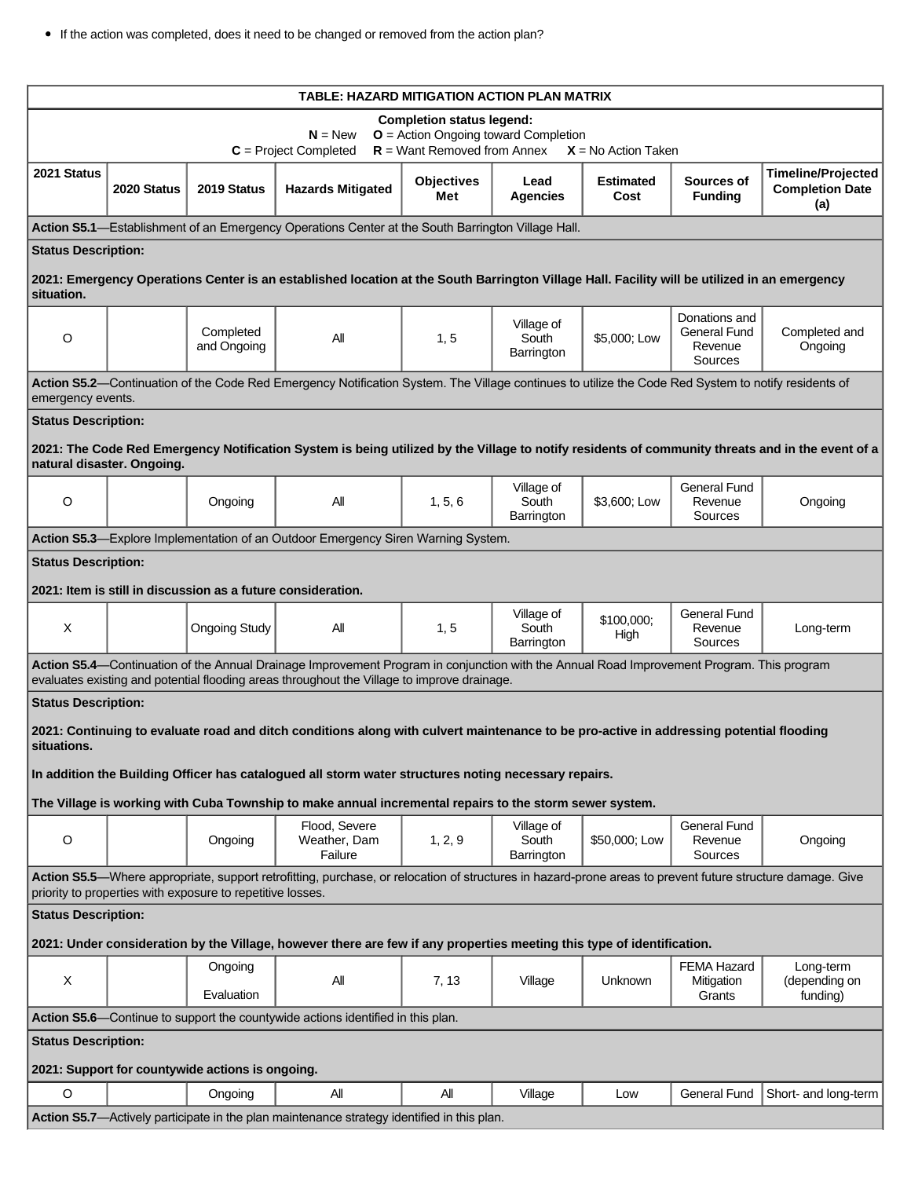- If the action was completed, does it need to be changed or removed from the action plan?

| TABLE: HAZARD MITIGATION ACTION PLAN MATRIX | | | | | | | | |
|---|---|---|---|---|---|---|---|---|
| **Completion status legend:** **N** = New **O** = Action Ongoing toward Completion **C** = Project Completed **R** = Want Removed from Annex **X** = No Action Taken | | | | | | | | |
| **2021 Status** | **2020 Status** | **2019 Status** | **Hazards Mitigated** | **Objectives Met** | **Lead Agencies** | **Estimated Cost** | **Sources of Funding** | **Timeline/Projected Completion Date (a)** |
| **Action S5.1**—Establishment of an Emergency Operations Center at the South Barrington Village Hall. | | | | | | | | |
| **Status Description:** **2021: Emergency Operations Center is an established location at the South Barrington Village Hall. Facility will be utilized in an emergency situation.** | | | | | | | | |
| O | | Completed and Ongoing | All | 1, 5 | Village of South Barrington | $5,000; Low | Donations and General Fund Revenue Sources | Completed and Ongoing |
| **Action S5.2**—Continuation of the Code Red Emergency Notification System. The Village continues to utilize the Code Red System to notify residents of emergency events. | | | | | | | | |
| **Status Description:** **2021: The Code Red Emergency Notification System is being utilized by the Village to notify residents of community threats and in the event of a natural disaster. Ongoing.** | | | | | | | | |
| O | | Ongoing | All | 1, 5, 6 | Village of South Barrington | $3,600; Low | General Fund Revenue Sources | Ongoing |
| **Action S5.3**—Explore Implementation of an Outdoor Emergency Siren Warning System. | | | | | | | | |
| **Status Description:** **2021: Item is still in discussion as a future consideration.** | | | | | | | | |
| X | | Ongoing Study | All | 1, 5 | Village of South Barrington | $100,000; High | General Fund Revenue Sources | Long-term |
| **Action S5.4**—Continuation of the Annual Drainage Improvement Program in conjunction with the Annual Road Improvement Program. This program evaluates existing and potential flooding areas throughout the Village to improve drainage. | | | | | | | | |
| **Status Description:** **2021: Continuing to evaluate road and ditch conditions along with culvert maintenance to be pro-active in addressing potential flooding situations.** **In addition the Building Officer has catalogued all storm water structures noting necessary repairs.** **The Village is working with Cuba Township to make annual incremental repairs to the storm sewer system.** | | | | | | | | |
| O | | Ongoing | Flood, Severe Weather, Dam Failure | 1, 2, 9 | Village of South Barrington | $50,000; Low | General Fund Revenue Sources | Ongoing |
| **Action S5.5**—Where appropriate, support retrofitting, purchase, or relocation of structures in hazard-prone areas to prevent future structure damage. Give priority to properties with exposure to repetitive losses. | | | | | | | | |
| **Status Description:** **2021: Under consideration by the Village, however there are few if any properties meeting this type of identification.** | | | | | | | | |
| X | | Ongoing Evaluation | All | 7, 13 | Village | Unknown | FEMA Hazard Mitigation Grants | Long-term (depending on funding) |
| **Action S5.6**—Continue to support the countywide actions identified in this plan. | | | | | | | | |
| **Status Description:** **2021: Support for countywide actions is ongoing.** | | | | | | | | |
| O | | Ongoing | All | All | Village | Low | General Fund | Short- and long-term |
| **Action S5.7**—Actively participate in the plan maintenance strategy identified in this plan. | | | | | | | | |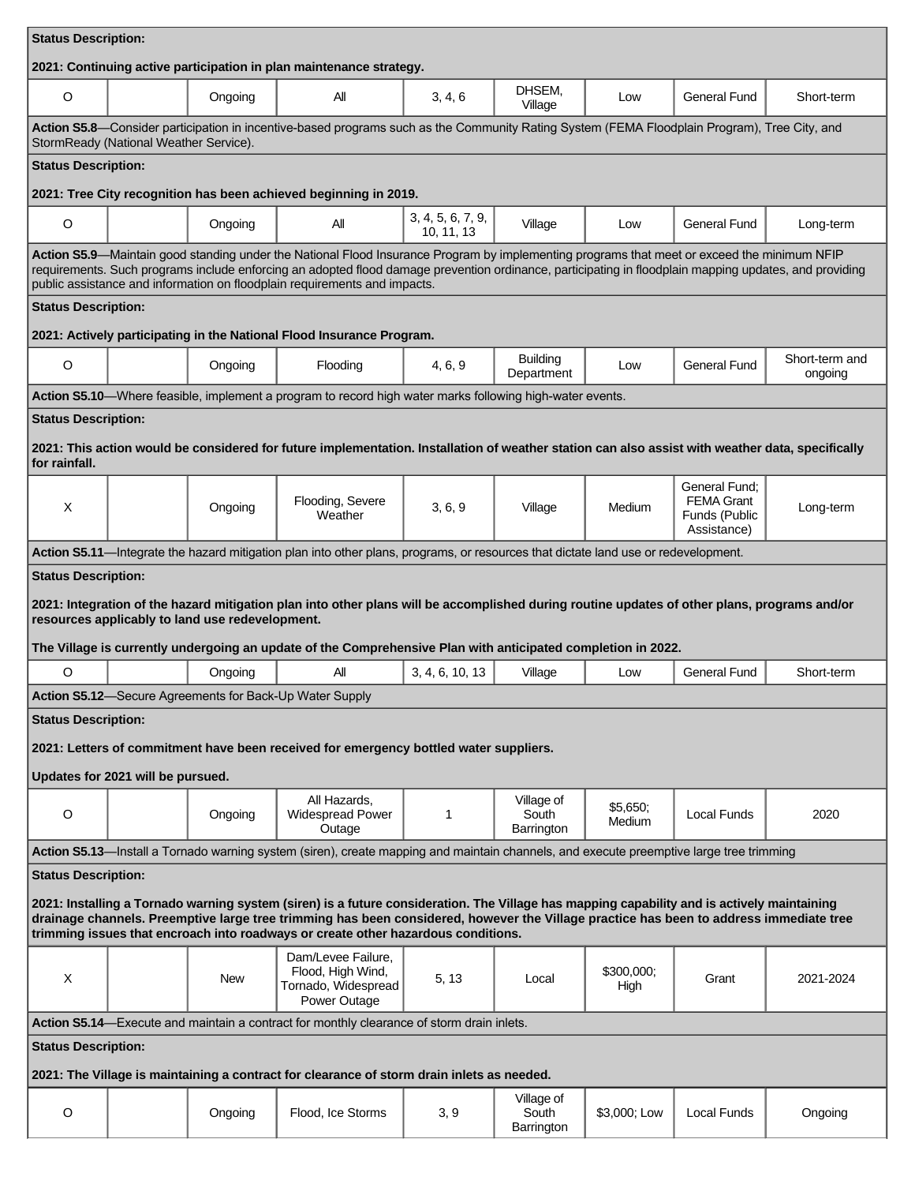**Status Description:**

**2021: Continuing active participation in plan maintenance strategy.**

| O | | Ongoing | All | 3, 4, 6 | DHSEM, Village | Low | General Fund | Short-term |
|---|---|---|---|---|---|---|---|---|

**Action S5.8**—Consider participation in incentive-based programs such as the Community Rating System (FEMA Floodplain Program), Tree City, and StormReady (National Weather Service).

**Status Description:**

**2021: Tree City recognition has been achieved beginning in 2019.**

| O | | Ongoing | All | 3, 4, 5, 6, 7, 9, 10, 11, 13 | Village | Low | General Fund | Long-term |
|---|---|---|---|---|---|---|---|---|

**Action S5.9**—Maintain good standing under the National Flood Insurance Program by implementing programs that meet or exceed the minimum NFIP requirements. Such programs include enforcing an adopted flood damage prevention ordinance, participating in floodplain mapping updates, and providing public assistance and information on floodplain requirements and impacts.

**Status Description:**

**2021: Actively participating in the National Flood Insurance Program.**

| O | | Ongoing | Flooding | 4, 6, 9 | Building Department | Low | General Fund | Short-term and ongoing |
|---|---|---|---|---|---|---|---|---|

**Action S5.10**—Where feasible, implement a program to record high water marks following high-water events.

**Status Description:**

**2021: This action would be considered for future implementation. Installation of weather station can also assist with weather data, specifically for rainfall.**

| X | | Ongoing | Flooding, Severe Weather | 3, 6, 9 | Village | Medium | General Fund; FEMA Grant Funds (Public Assistance) | Long-term |
|---|---|---|---|---|---|---|---|---|

**Action S5.11**—Integrate the hazard mitigation plan into other plans, programs, or resources that dictate land use or redevelopment.

**Status Description:**

**2021: Integration of the hazard mitigation plan into other plans will be accomplished during routine updates of other plans, programs and/or resources applicably to land use redevelopment.**

**The Village is currently undergoing an update of the Comprehensive Plan with anticipated completion in 2022.**

| O | | Ongoing | All | 3, 4, 6, 10, 13 | Village | Low | General Fund | Short-term |
|---|---|---|---|---|---|---|---|---|

**Action S5.12**—Secure Agreements for Back-Up Water Supply

**Status Description:**

**2021: Letters of commitment have been received for emergency bottled water suppliers.**

**Updates for 2021 will be pursued.**

| O | | Ongoing | All Hazards, Widespread Power Outage | 1 | Village of South Barrington | $5,650; Medium | Local Funds | 2020 |
|---|---|---|---|---|---|---|---|---|

**Action S5.13**—Install a Tornado warning system (siren), create mapping and maintain channels, and execute preemptive large tree trimming

**Status Description:**

**2021: Installing a Tornado warning system (siren) is a future consideration. The Village has mapping capability and is actively maintaining drainage channels. Preemptive large tree trimming has been considered, however the Village practice has been to address immediate tree trimming issues that encroach into roadways or create other hazardous conditions.**

| X | | New | Dam/Levee Failure, Flood, High Wind, Tornado, Widespread Power Outage | 5, 13 | Local | $300,000; High | Grant | 2021-2024 |
|---|---|---|---|---|---|---|---|---|

**Action S5.14**—Execute and maintain a contract for monthly clearance of storm drain inlets.

**Status Description:**

**2021: The Village is maintaining a contract for clearance of storm drain inlets as needed.**

| O | | Ongoing | Flood, Ice Storms | 3, 9 | Village of South Barrington | $3,000; Low | Local Funds | Ongoing |
|---|---|---|---|---|---|---|---|---|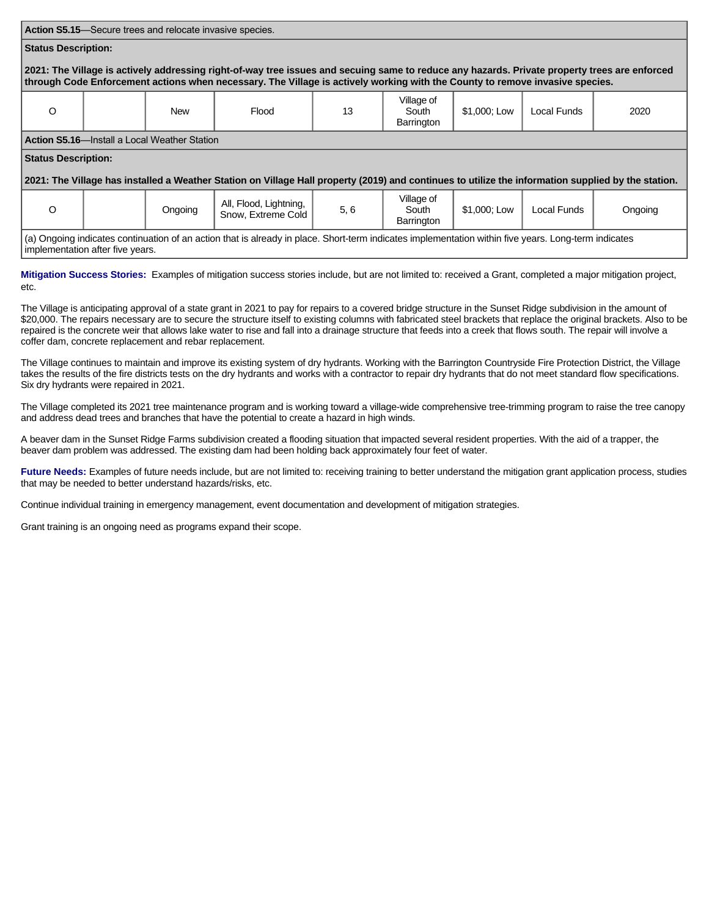| | | | | | | | | |
|---|---|---|---|---|---|---|---|---|
| **Action S5.15**—Secure trees and relocate invasive species. | | | | | | | | |
| **Status Description:**<br><br>**2021: The Village is actively addressing right-of-way tree issues and secuing same to reduce any hazards. Private property trees are enforced through Code Enforcement actions when necessary. The Village is actively working with the County to remove invasive species.** | | | | | | | | |
| O | | New | Flood | 13 | Village of South Barrington | $1,000; Low | Local Funds | 2020 |
| **Action S5.16**—Install a Local Weather Station | | | | | | | | |
| **Status Description:**<br><br>**2021: The Village has installed a Weather Station on Village Hall property (2019) and continues to utilize the information supplied by the station.** | | | | | | | | |
| O | | Ongoing | All, Flood, Lightning, Snow, Extreme Cold | 5, 6 | Village of South Barrington | $1,000; Low | Local Funds | Ongoing |
| (a) Ongoing indicates continuation of an action that is already in place. Short-term indicates implementation within five years. Long-term indicates implementation after five years. | | | | | | | | |

**Mitigation Success Stories:** Examples of mitigation success stories include, but are not limited to: received a Grant, completed a major mitigation project, etc.

The Village is anticipating approval of a state grant in 2021 to pay for repairs to a covered bridge structure in the Sunset Ridge subdivision in the amount of $20,000. The repairs necessary are to secure the structure itself to existing columns with fabricated steel brackets that replace the original brackets. Also to be repaired is the concrete weir that allows lake water to rise and fall into a drainage structure that feeds into a creek that flows south. The repair will involve a coffer dam, concrete replacement and rebar replacement.

The Village continues to maintain and improve its existing system of dry hydrants. Working with the Barrington Countryside Fire Protection District, the Village takes the results of the fire districts tests on the dry hydrants and works with a contractor to repair dry hydrants that do not meet standard flow specifications. Six dry hydrants were repaired in 2021.

The Village completed its 2021 tree maintenance program and is working toward a village-wide comprehensive tree-trimming program to raise the tree canopy and address dead trees and branches that have the potential to create a hazard in high winds.

A beaver dam in the Sunset Ridge Farms subdivision created a flooding situation that impacted several resident properties. With the aid of a trapper, the beaver dam problem was addressed. The existing dam had been holding back approximately four feet of water.

**Future Needs:** Examples of future needs include, but are not limited to: receiving training to better understand the mitigation grant application process, studies that may be needed to better understand hazards/risks, etc.

Continue individual training in emergency management, event documentation and development of mitigation strategies.

Grant training is an ongoing need as programs expand their scope.